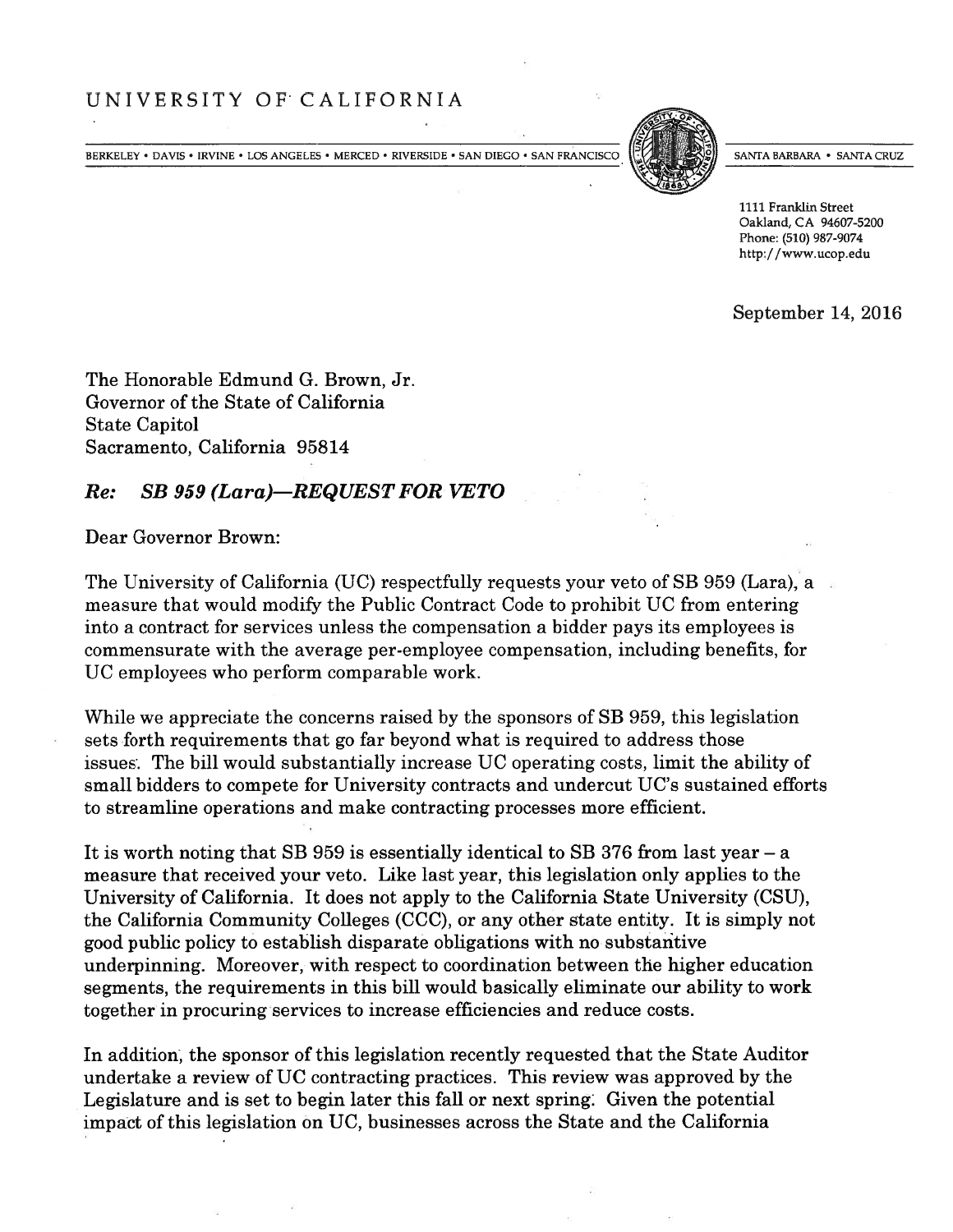# UNIVERSITY OF CALIFORNIA

BERKELEY • DAVIS • IRVINE • LOS ANGELES • MERCED • RIVERSIDE • SAN DIEGO • SAN FRANCISCO SANTA BARBARA • SANTA CRUZ

1111 Franklin Street
Oakland, CA 94607-5200
Phone: (510) 987-9074
http://www.ucop.edu

September 14, 2016

The Honorable Edmund G. Brown, Jr.
Governor of the State of California
State Capitol
Sacramento, California 95814

***Re: SB 959 (Lara)—REQUEST FOR VETO***

Dear Governor Brown:

The University of California (UC) respectfully requests your veto of SB 959 (Lara), a measure that would modify the Public Contract Code to prohibit UC from entering into a contract for services unless the compensation a bidder pays its employees is commensurate with the average per-employee compensation, including benefits, for UC employees who perform comparable work.

While we appreciate the concerns raised by the sponsors of SB 959, this legislation sets forth requirements that go far beyond what is required to address those issues. The bill would substantially increase UC operating costs, limit the ability of small bidders to compete for University contracts and undercut UC's sustained efforts to streamline operations and make contracting processes more efficient.

It is worth noting that SB 959 is essentially identical to SB 376 from last year – a measure that received your veto. Like last year, this legislation only applies to the University of California. It does not apply to the California State University (CSU), the California Community Colleges (CCC), or any other state entity. It is simply not good public policy to establish disparate obligations with no substantive underpinning. Moreover, with respect to coordination between the higher education segments, the requirements in this bill would basically eliminate our ability to work together in procuring services to increase efficiencies and reduce costs.

In addition, the sponsor of this legislation recently requested that the State Auditor undertake a review of UC contracting practices. This review was approved by the Legislature and is set to begin later this fall or next spring. Given the potential impact of this legislation on UC, businesses across the State and the California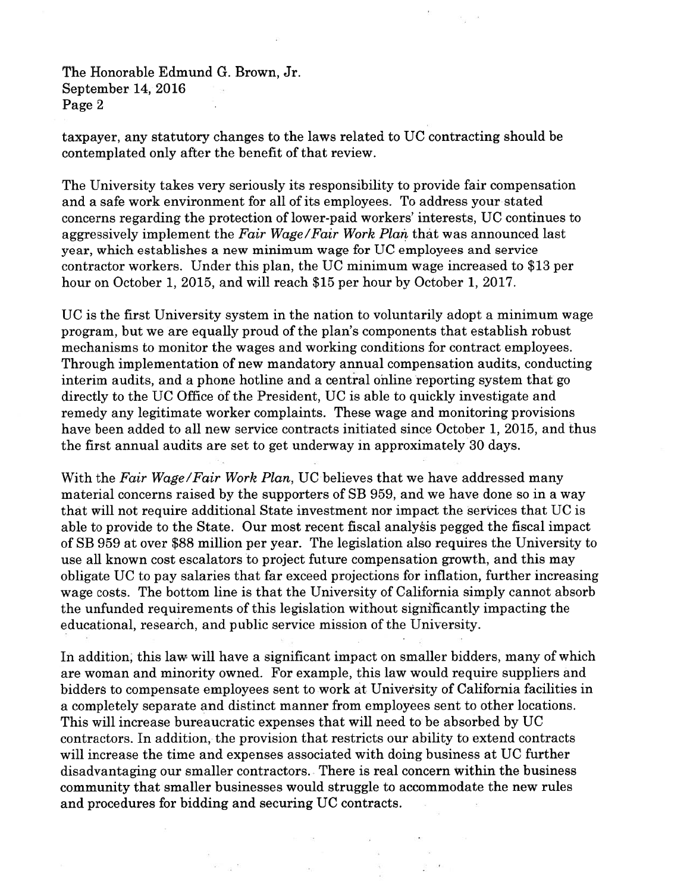taxpayer, any statutory changes to the laws related to UC contracting should be contemplated only after the benefit of that review.

The University takes very seriously its responsibility to provide fair compensation and a safe work environment for all of its employees. To address your stated concerns regarding the protection of lower-paid workers' interests, UC continues to aggressively implement the *Fair Wage/Fair Work Plan* that was announced last year, which establishes a new minimum wage for UC employees and service contractor workers. Under this plan, the UC minimum wage increased to $13 per hour on October 1, 2015, and will reach $15 per hour by October 1, 2017.

UC is the first University system in the nation to voluntarily adopt a minimum wage program, but we are equally proud of the plan's components that establish robust mechanisms to monitor the wages and working conditions for contract employees. Through implementation of new mandatory annual compensation audits, conducting interim audits, and a phone hotline and a central online reporting system that go directly to the UC Office of the President, UC is able to quickly investigate and remedy any legitimate worker complaints. These wage and monitoring provisions have been added to all new service contracts initiated since October 1, 2015, and thus the first annual audits are set to get underway in approximately 30 days.

With the *Fair Wage/Fair Work Plan*, UC believes that we have addressed many material concerns raised by the supporters of SB 959, and we have done so in a way that will not require additional State investment nor impact the services that UC is able to provide to the State. Our most recent fiscal analysis pegged the fiscal impact of SB 959 at over $88 million per year. The legislation also requires the University to use all known cost escalators to project future compensation growth, and this may obligate UC to pay salaries that far exceed projections for inflation, further increasing wage costs. The bottom line is that the University of California simply cannot absorb the unfunded requirements of this legislation without significantly impacting the educational, research, and public service mission of the University.

In addition, this law will have a significant impact on smaller bidders, many of which are woman and minority owned. For example, this law would require suppliers and bidders to compensate employees sent to work at University of California facilities in a completely separate and distinct manner from employees sent to other locations. This will increase bureaucratic expenses that will need to be absorbed by UC contractors. In addition, the provision that restricts our ability to extend contracts will increase the time and expenses associated with doing business at UC further disadvantaging our smaller contractors. There is real concern within the business community that smaller businesses would struggle to accommodate the new rules and procedures for bidding and securing UC contracts.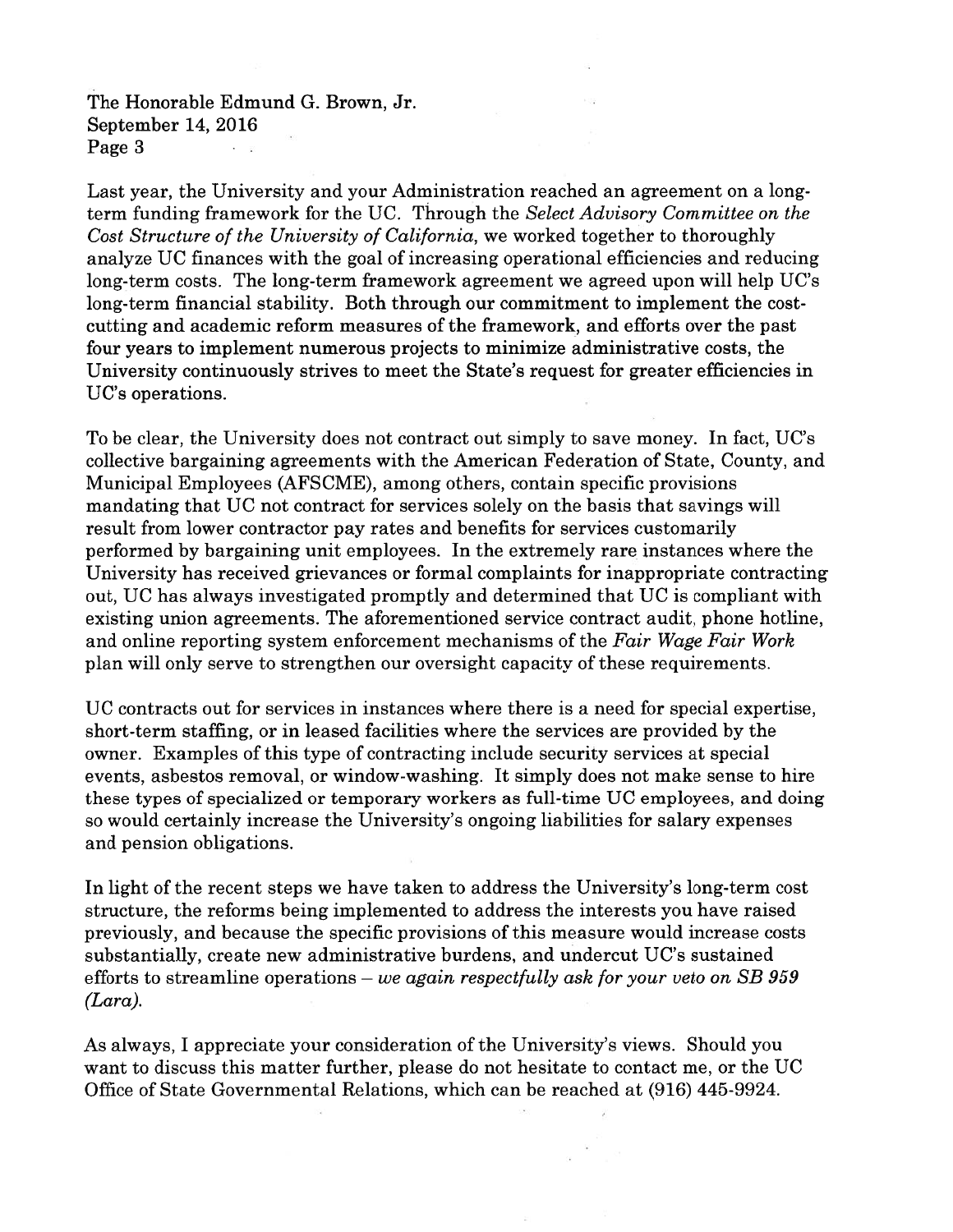Last year, the University and your Administration reached an agreement on a long-term funding framework for the UC. Through the *Select Advisory Committee on the Cost Structure of the University of California*, we worked together to thoroughly analyze UC finances with the goal of increasing operational efficiencies and reducing long-term costs. The long-term framework agreement we agreed upon will help UC's long-term financial stability. Both through our commitment to implement the cost-cutting and academic reform measures of the framework, and efforts over the past four years to implement numerous projects to minimize administrative costs, the University continuously strives to meet the State's request for greater efficiencies in UC's operations.

To be clear, the University does not contract out simply to save money. In fact, UC's collective bargaining agreements with the American Federation of State, County, and Municipal Employees (AFSCME), among others, contain specific provisions mandating that UC not contract for services solely on the basis that savings will result from lower contractor pay rates and benefits for services customarily performed by bargaining unit employees. In the extremely rare instances where the University has received grievances or formal complaints for inappropriate contracting out, UC has always investigated promptly and determined that UC is compliant with existing union agreements. The aforementioned service contract audit, phone hotline, and online reporting system enforcement mechanisms of the *Fair Wage Fair Work* plan will only serve to strengthen our oversight capacity of these requirements.

UC contracts out for services in instances where there is a need for special expertise, short-term staffing, or in leased facilities where the services are provided by the owner. Examples of this type of contracting include security services at special events, asbestos removal, or window-washing. It simply does not make sense to hire these types of specialized or temporary workers as full-time UC employees, and doing so would certainly increase the University's ongoing liabilities for salary expenses and pension obligations.

In light of the recent steps we have taken to address the University's long-term cost structure, the reforms being implemented to address the interests you have raised previously, and because the specific provisions of this measure would increase costs substantially, create new administrative burdens, and undercut UC's sustained efforts to streamline operations – *we again respectfully ask for your veto on SB 959 (Lara).*

As always, I appreciate your consideration of the University's views. Should you want to discuss this matter further, please do not hesitate to contact me, or the UC Office of State Governmental Relations, which can be reached at (916) 445-9924.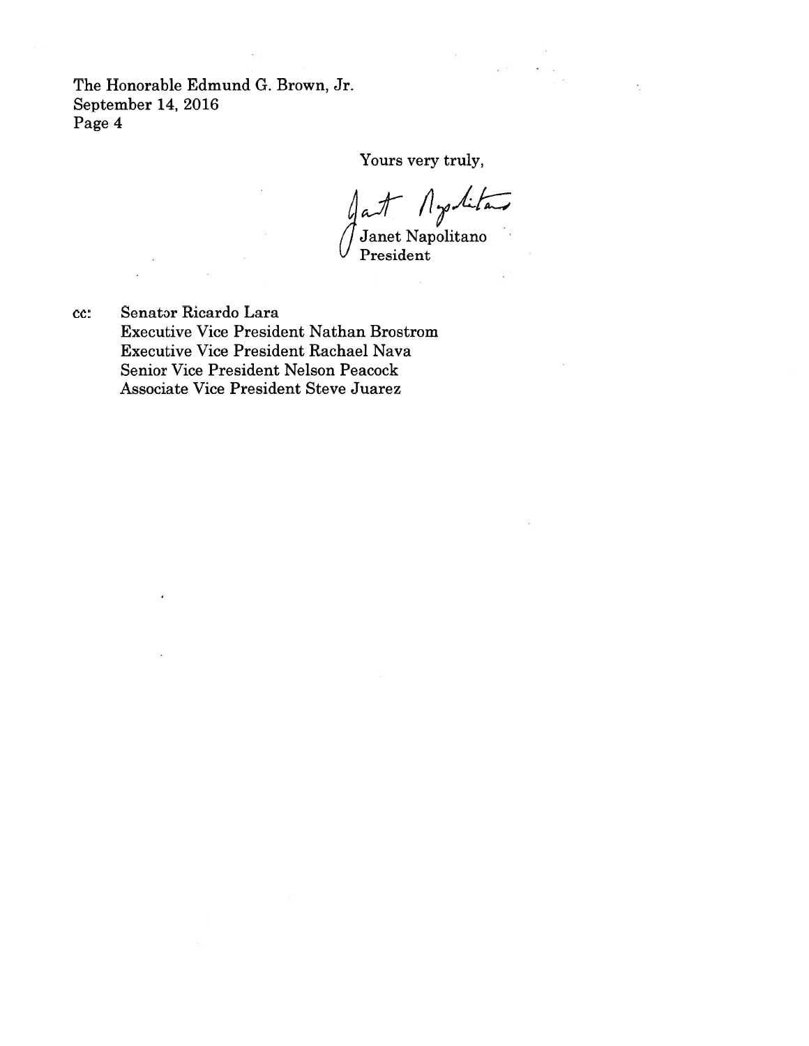The Honorable Edmund G. Brown, Jr.
September 14, 2016
Page 4

Yours very truly,

Janet Napolitano
President

cc: Senator Ricardo Lara
Executive Vice President Nathan Brostrom
Executive Vice President Rachael Nava
Senior Vice President Nelson Peacock
Associate Vice President Steve Juarez